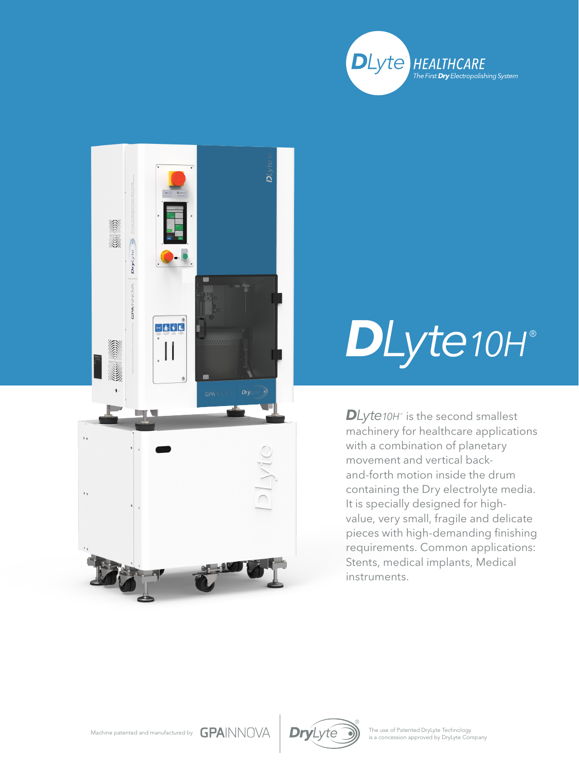**DLyte** HEALTHCARE

*The First **Dry** Electropolishing System*

# DLyte10H®

***DLyte**10H*® is the second smallest machinery for healthcare applications with a combination of planetary movement and vertical back-and-forth motion inside the drum containing the Dry electrolyte media. It is specially designed for high-value, very small, fragile and delicate pieces with high-demanding finishing requirements. Common applications: Stents, medical implants, Medical instruments.

Machine patented and manufactured by GPAINNOVA

DryLyte®

The use of Patented DryLyte Technology is a concession approved by DryLyte Company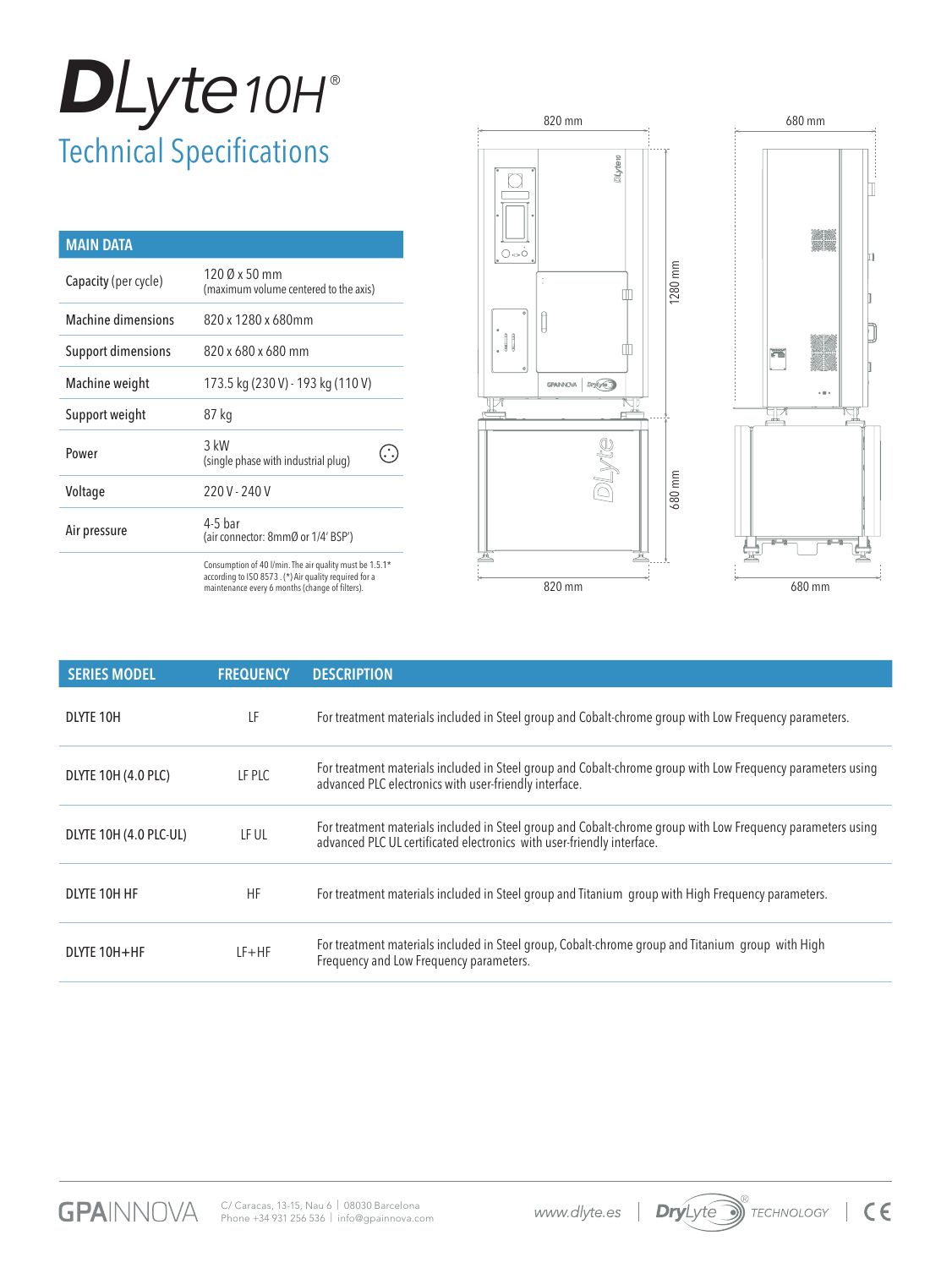# DLyte 10H®

## Technical Specifications

| MAIN DATA | |
|---|---|
| Capacity (per cycle) | 120 Ø x 50 mm<br>(maximum volume centered to the axis) |
| Machine dimensions | 820 x 1280 x 680mm |
| Support dimensions | 820 x 680 x 680 mm |
| Machine weight | 173.5 kg (230 V) - 193 kg (110 V) |
| Support weight | 87 kg |
| Power | 3 kW<br>(single phase with industrial plug) |
| Voltage | 220 V - 240 V |
| Air pressure | 4-5 bar<br>(air connector: 8mmØ or 1/4' BSP') |

Consumption of 40 l/min. The air quality must be 1.5.1* according to ISO 8573 . (*) Air quality required for a maintenance every 6 months (change of filters).

820 mm
1280 mm
680 mm
820 mm
680 mm
680 mm

| SERIES MODEL | FREQUENCY | DESCRIPTION |
|---|---|---|
| DLYTE 10H | LF | For treatment materials included in Steel group and Cobalt-chrome group with Low Frequency parameters. |
| DLYTE 10H (4.0 PLC) | LF PLC | For treatment materials included in Steel group and Cobalt-chrome group with Low Frequency parameters using advanced PLC electronics with user-friendly interface. |
| DLYTE 10H (4.0 PLC-UL) | LF UL | For treatment materials included in Steel group and Cobalt-chrome group with Low Frequency parameters using advanced PLC UL certificated electronics with user-friendly interface. |
| DLYTE 10H HF | HF | For treatment materials included in Steel group and Titanium group with High Frequency parameters. |
| DLYTE 10H+HF | LF+HF | For treatment materials included in Steel group, Cobalt-chrome group and Titanium group with High Frequency and Low Frequency parameters. |

GPAINNOVA C/ Caracas, 13-15, Nau 6 | 08030 Barcelona
Phone +34 931 256 536 | info@gpainnova.com

www.dlyte.es | DryLyte® TECHNOLOGY | CE